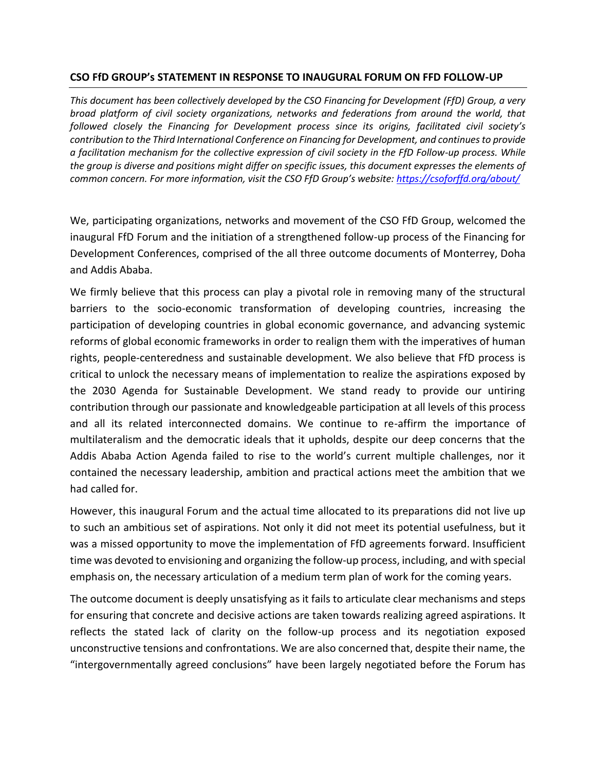## CSO FfD GROUP's STATEMENT IN RESPONSE TO INAUGURAL FORUM ON FFD FOLLOW-UP

*This document has been collectively developed by the CSO Financing for Development (FfD) Group, a very broad platform of civil society organizations, networks and federations from around the world, that followed closely the Financing for Development process since its origins, facilitated civil society's contribution to the Third International Conference on Financing for Development, and continues to provide a facilitation mechanism for the collective expression of civil society in the FfD Follow-up process. While the group is diverse and positions might differ on specific issues, this document expresses the elements of common concern. For more information, visit the CSO FfD Group's website: [https://csoforffd.org/about/](https://csoforffd.org/about/)*

We, participating organizations, networks and movement of the CSO FfD Group, welcomed the inaugural FfD Forum and the initiation of a strengthened follow-up process of the Financing for Development Conferences, comprised of the all three outcome documents of Monterrey, Doha and Addis Ababa.

We firmly believe that this process can play a pivotal role in removing many of the structural barriers to the socio-economic transformation of developing countries, increasing the participation of developing countries in global economic governance, and advancing systemic reforms of global economic frameworks in order to realign them with the imperatives of human rights, people-centeredness and sustainable development. We also believe that FfD process is critical to unlock the necessary means of implementation to realize the aspirations exposed by the 2030 Agenda for Sustainable Development. We stand ready to provide our untiring contribution through our passionate and knowledgeable participation at all levels of this process and all its related interconnected domains. We continue to re-affirm the importance of multilateralism and the democratic ideals that it upholds, despite our deep concerns that the Addis Ababa Action Agenda failed to rise to the world's current multiple challenges, nor it contained the necessary leadership, ambition and practical actions meet the ambition that we had called for.

However, this inaugural Forum and the actual time allocated to its preparations did not live up to such an ambitious set of aspirations. Not only it did not meet its potential usefulness, but it was a missed opportunity to move the implementation of FfD agreements forward. Insufficient time was devoted to envisioning and organizing the follow-up process, including, and with special emphasis on, the necessary articulation of a medium term plan of work for the coming years.

The outcome document is deeply unsatisfying as it fails to articulate clear mechanisms and steps for ensuring that concrete and decisive actions are taken towards realizing agreed aspirations. It reflects the stated lack of clarity on the follow-up process and its negotiation exposed unconstructive tensions and confrontations. We are also concerned that, despite their name, the "intergovernmentally agreed conclusions" have been largely negotiated before the Forum has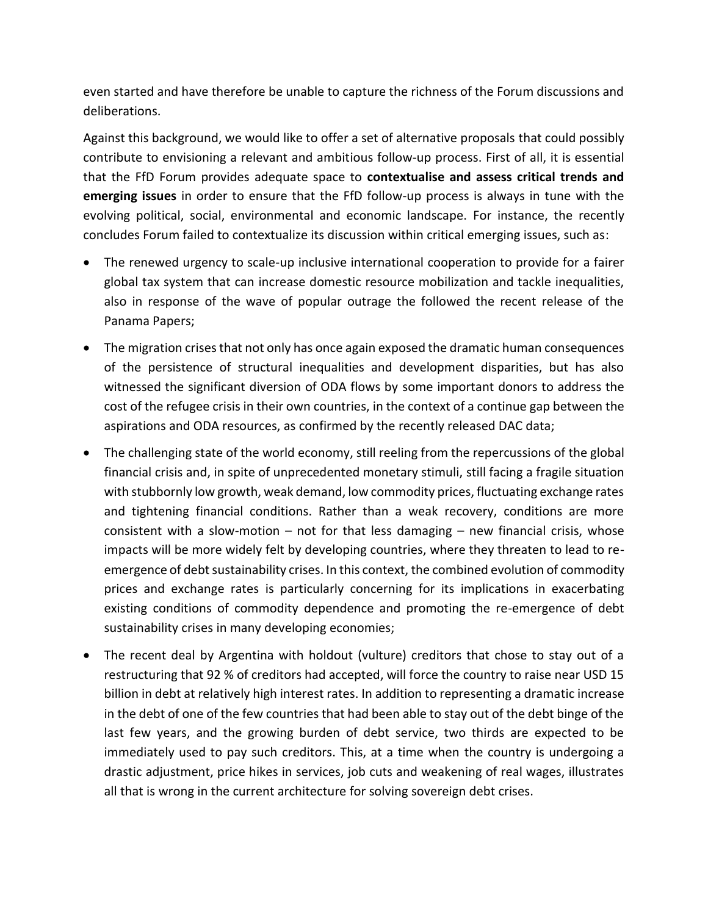even started and have therefore be unable to capture the richness of the Forum discussions and deliberations.

Against this background, we would like to offer a set of alternative proposals that could possibly contribute to envisioning a relevant and ambitious follow-up process. First of all, it is essential that the FfD Forum provides adequate space to **contextualise and assess critical trends and emerging issues** in order to ensure that the FfD follow-up process is always in tune with the evolving political, social, environmental and economic landscape. For instance, the recently concludes Forum failed to contextualize its discussion within critical emerging issues, such as:

- The renewed urgency to scale-up inclusive international cooperation to provide for a fairer global tax system that can increase domestic resource mobilization and tackle inequalities, also in response of the wave of popular outrage the followed the recent release of the Panama Papers;
- The migration crises that not only has once again exposed the dramatic human consequences of the persistence of structural inequalities and development disparities, but has also witnessed the significant diversion of ODA flows by some important donors to address the cost of the refugee crisis in their own countries, in the context of a continue gap between the aspirations and ODA resources, as confirmed by the recently released DAC data;
- The challenging state of the world economy, still reeling from the repercussions of the global financial crisis and, in spite of unprecedented monetary stimuli, still facing a fragile situation with stubbornly low growth, weak demand, low commodity prices, fluctuating exchange rates and tightening financial conditions. Rather than a weak recovery, conditions are more consistent with a slow-motion – not for that less damaging – new financial crisis, whose impacts will be more widely felt by developing countries, where they threaten to lead to re-emergence of debt sustainability crises. In this context, the combined evolution of commodity prices and exchange rates is particularly concerning for its implications in exacerbating existing conditions of commodity dependence and promoting the re-emergence of debt sustainability crises in many developing economies;
- The recent deal by Argentina with holdout (vulture) creditors that chose to stay out of a restructuring that 92 % of creditors had accepted, will force the country to raise near USD 15 billion in debt at relatively high interest rates. In addition to representing a dramatic increase in the debt of one of the few countries that had been able to stay out of the debt binge of the last few years, and the growing burden of debt service, two thirds are expected to be immediately used to pay such creditors. This, at a time when the country is undergoing a drastic adjustment, price hikes in services, job cuts and weakening of real wages, illustrates all that is wrong in the current architecture for solving sovereign debt crises.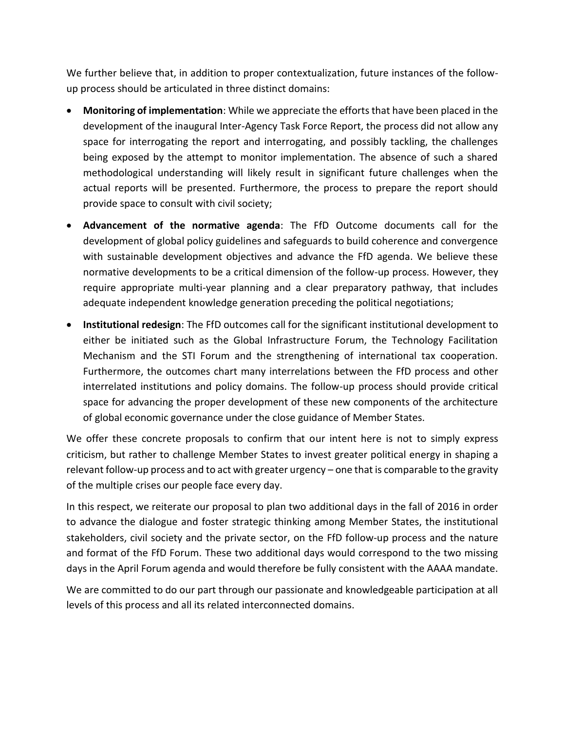We further believe that, in addition to proper contextualization, future instances of the follow-up process should be articulated in three distinct domains:

- **Monitoring of implementation**: While we appreciate the efforts that have been placed in the development of the inaugural Inter-Agency Task Force Report, the process did not allow any space for interrogating the report and interrogating, and possibly tackling, the challenges being exposed by the attempt to monitor implementation. The absence of such a shared methodological understanding will likely result in significant future challenges when the actual reports will be presented. Furthermore, the process to prepare the report should provide space to consult with civil society;
- **Advancement of the normative agenda**: The FfD Outcome documents call for the development of global policy guidelines and safeguards to build coherence and convergence with sustainable development objectives and advance the FfD agenda. We believe these normative developments to be a critical dimension of the follow-up process. However, they require appropriate multi-year planning and a clear preparatory pathway, that includes adequate independent knowledge generation preceding the political negotiations;
- **Institutional redesign**: The FfD outcomes call for the significant institutional development to either be initiated such as the Global Infrastructure Forum, the Technology Facilitation Mechanism and the STI Forum and the strengthening of international tax cooperation. Furthermore, the outcomes chart many interrelations between the FfD process and other interrelated institutions and policy domains. The follow-up process should provide critical space for advancing the proper development of these new components of the architecture of global economic governance under the close guidance of Member States.

We offer these concrete proposals to confirm that our intent here is not to simply express criticism, but rather to challenge Member States to invest greater political energy in shaping a relevant follow-up process and to act with greater urgency – one that is comparable to the gravity of the multiple crises our people face every day.

In this respect, we reiterate our proposal to plan two additional days in the fall of 2016 in order to advance the dialogue and foster strategic thinking among Member States, the institutional stakeholders, civil society and the private sector, on the FfD follow-up process and the nature and format of the FfD Forum. These two additional days would correspond to the two missing days in the April Forum agenda and would therefore be fully consistent with the AAAA mandate.

We are committed to do our part through our passionate and knowledgeable participation at all levels of this process and all its related interconnected domains.